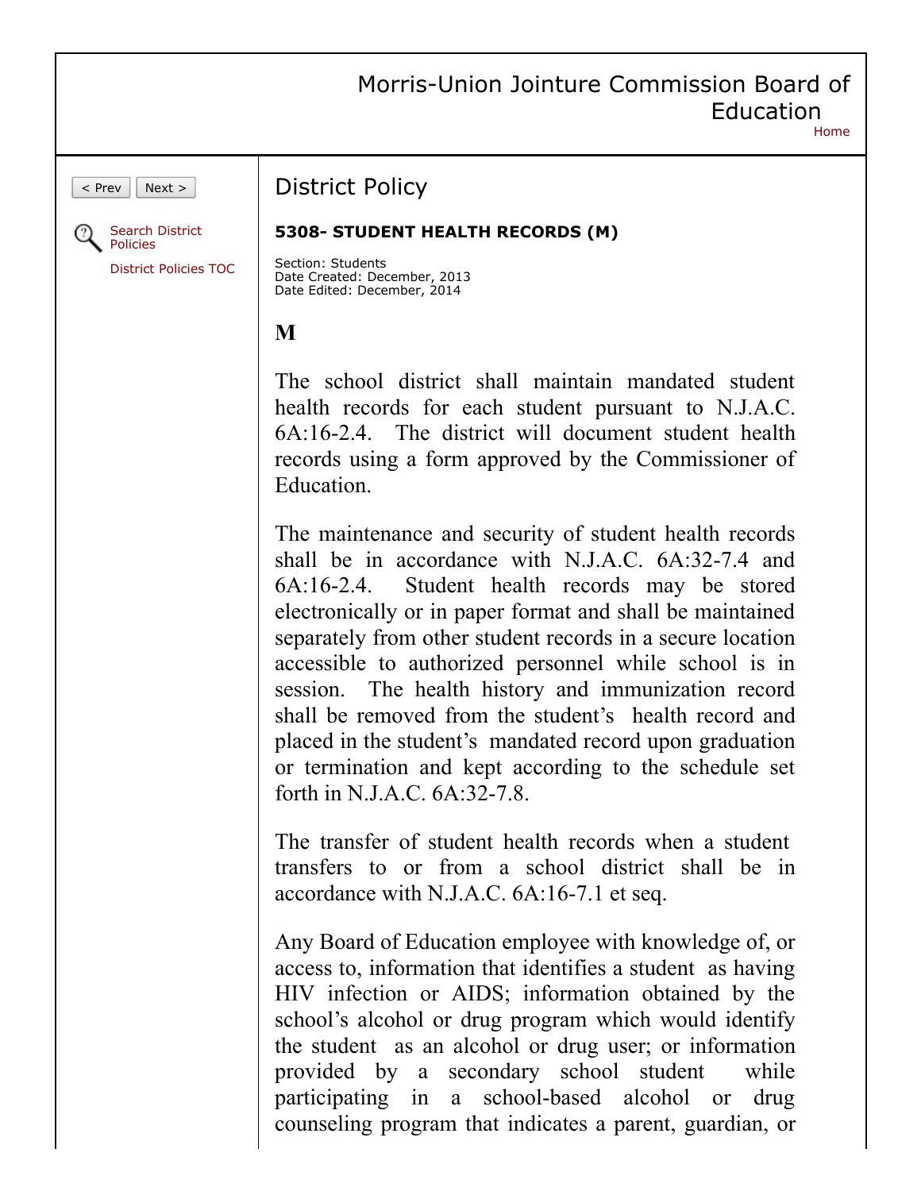# Morris-Union Jointure Commission Board of Education

## District Policy

**5308- STUDENT HEALTH RECORDS (M)**

Section: Students
Date Created: December, 2013
Date Edited: December, 2014

**M**

The school district shall maintain mandated student health records for each student pursuant to N.J.A.C. 6A:16-2.4. The district will document student health records using a form approved by the Commissioner of Education.

The maintenance and security of student health records shall be in accordance with N.J.A.C. 6A:32-7.4 and 6A:16-2.4. Student health records may be stored electronically or in paper format and shall be maintained separately from other student records in a secure location accessible to authorized personnel while school is in session. The health history and immunization record shall be removed from the student's health record and placed in the student's mandated record upon graduation or termination and kept according to the schedule set forth in N.J.A.C. 6A:32-7.8.

The transfer of student health records when a student transfers to or from a school district shall be in accordance with N.J.A.C. 6A:16-7.1 et seq.

Any Board of Education employee with knowledge of, or access to, information that identifies a student as having HIV infection or AIDS; information obtained by the school's alcohol or drug program which would identify the student as an alcohol or drug user; or information provided by a secondary school student while participating in a school-based alcohol or drug counseling program that indicates a parent, guardian, or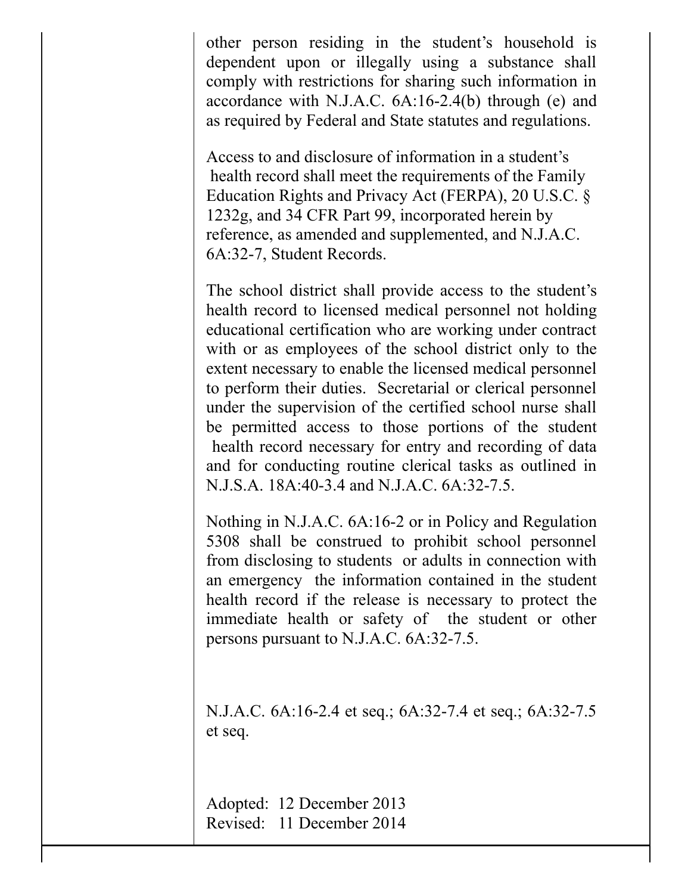other person residing in the student's household is dependent upon or illegally using a substance shall comply with restrictions for sharing such information in accordance with N.J.A.C. 6A:16-2.4(b) through (e) and as required by Federal and State statutes and regulations.

Access to and disclosure of information in a student's health record shall meet the requirements of the Family Education Rights and Privacy Act (FERPA), 20 U.S.C. § 1232g, and 34 CFR Part 99, incorporated herein by reference, as amended and supplemented, and N.J.A.C. 6A:32-7, Student Records.

The school district shall provide access to the student's health record to licensed medical personnel not holding educational certification who are working under contract with or as employees of the school district only to the extent necessary to enable the licensed medical personnel to perform their duties. Secretarial or clerical personnel under the supervision of the certified school nurse shall be permitted access to those portions of the student health record necessary for entry and recording of data and for conducting routine clerical tasks as outlined in N.J.S.A. 18A:40-3.4 and N.J.A.C. 6A:32-7.5.

Nothing in N.J.A.C. 6A:16-2 or in Policy and Regulation 5308 shall be construed to prohibit school personnel from disclosing to students or adults in connection with an emergency the information contained in the student health record if the release is necessary to protect the immediate health or safety of the student or other persons pursuant to N.J.A.C. 6A:32-7.5.

N.J.A.C. 6A:16-2.4 et seq.; 6A:32-7.4 et seq.; 6A:32-7.5 et seq.

Adopted: 12 December 2013
Revised: 11 December 2014